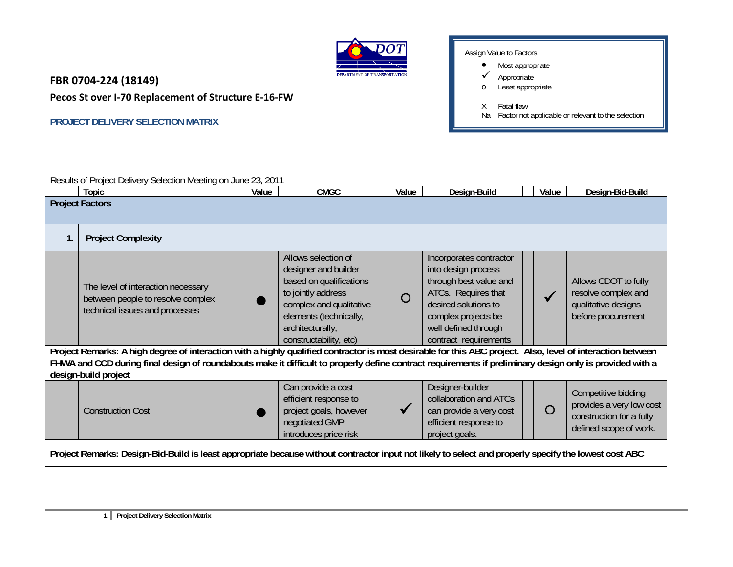**FBR 0704-224 (18149)**

**Pecos St over I-70 Replacement of Structure E-16-FW**

**PROJECT DELIVERY SELECTION MATRIX**

Assign Value to Factors

- ● Most appropriate
- ✓ Appropriate
- o Least appropriate

- X Fatal flaw
- Na Factor not applicable or relevant to the selection

Results of Project Delivery Selection Meeting on June 23, 2011

| | Topic | Value | CMGC | Value | Design-Build | Value | Design-Bid-Build |
|---|---|---|---|---|---|---|---|
| **Project Factors** | | | | | | | |
| **1.** | **Project Complexity** | | | | | | |
| | The level of interaction necessary between people to resolve complex technical issues and processes | ● | Allows selection of designer and builder based on qualifications to jointly address complex and qualitative elements (technically, architecturally, constructability, etc) | O | Incorporates contractor into design process through best value and ATCs. Requires that desired solutions to complex projects be well defined through contract requirements | ✓ | Allows CDOT to fully resolve complex and qualitative designs before procurement |
| **Project Remarks: A high degree of interaction with a highly qualified contractor is most desirable for this ABC project. Also, level of interaction between FHWA and CCD during final design of roundabouts make it difficult to properly define contract requirements if preliminary design only is provided with a design-build project** | | | | | | | |
| | Construction Cost | ● | Can provide a cost efficient response to project goals, however negotiated GMP introduces price risk | ✓ | Designer-builder collaboration and ATCs can provide a very cost efficient response to project goals. | O | Competitive bidding provides a very low cost construction for a fully defined scope of work. |
| **Project Remarks: Design-Bid-Build is least appropriate because without contractor input not likely to select and properly specify the lowest cost ABC** | | | | | | | |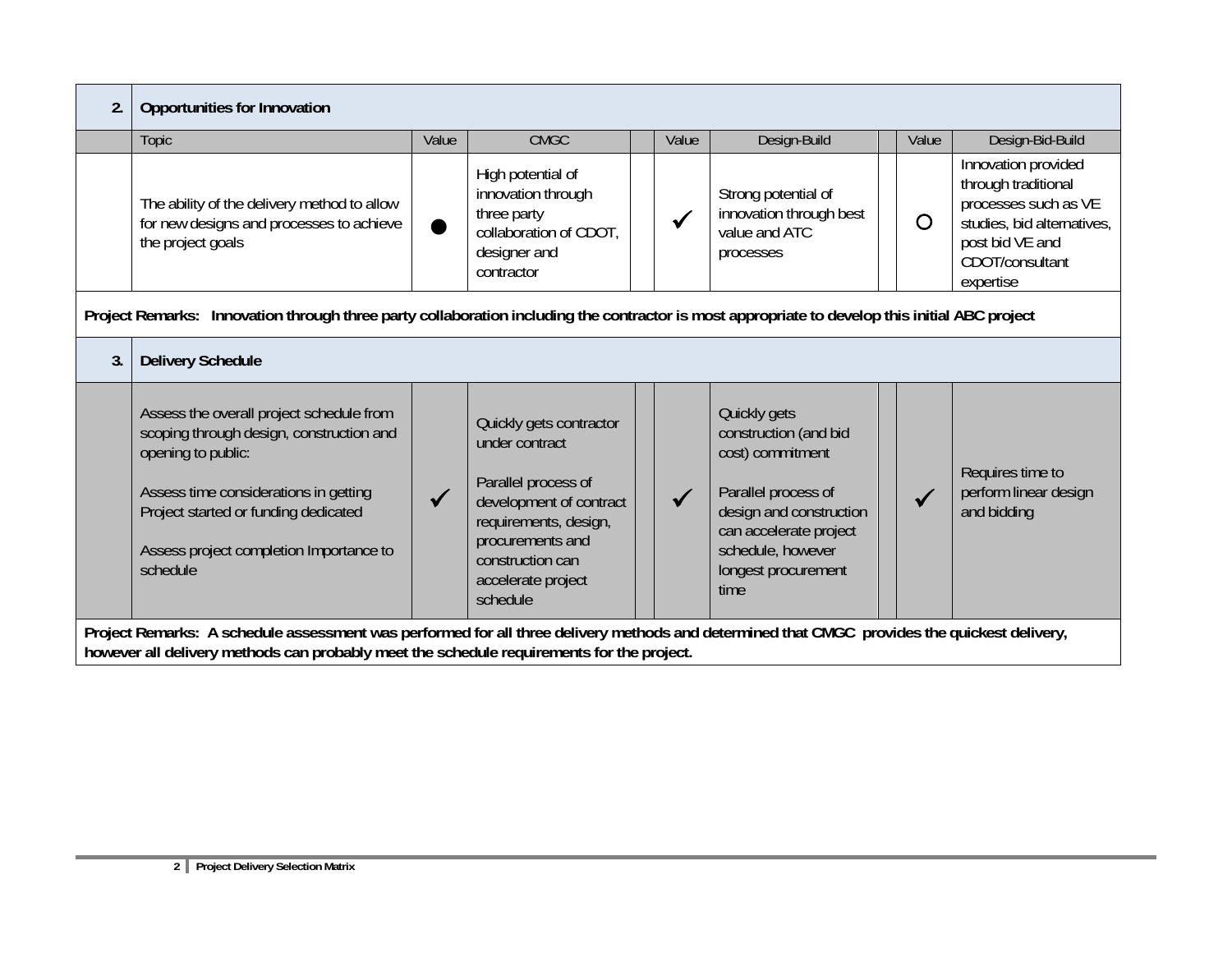| 2. | Opportunities for Innovation | | | | | | | | |
|---|---|---|---|---|---|---|---|---|---|
| | Topic | Value | CMGC | | Value | Design-Build | | Value | Design-Bid-Build |
| | The ability of the delivery method to allow for new designs and processes to achieve the project goals | ● | High potential of innovation through three party collaboration of CDOT, designer and contractor | | ✓ | Strong potential of innovation through best value and ATC processes | | ○ | Innovation provided through traditional processes such as VE studies, bid alternatives, post bid VE and CDOT/consultant expertise |
| **Project Remarks: Innovation through three party collaboration including the contractor is most appropriate to develop this initial ABC project** | | | | | | | | | |
| 3. | Delivery Schedule | | | | | | | | |
| | Assess the overall project schedule from scoping through design, construction and opening to public:<br><br>Assess time considerations in getting Project started or funding dedicated<br><br>Assess project completion Importance to schedule | ✓ | Quickly gets contractor under contract<br><br>Parallel process of development of contract requirements, design, procurements and construction can accelerate project schedule | | ✓ | Quickly gets construction (and bid cost) commitment<br><br>Parallel process of design and construction can accelerate project schedule, however longest procurement time | | ✓ | Requires time to perform linear design and bidding |
| **Project Remarks: A schedule assessment was performed for all three delivery methods and determined that CMGC provides the quickest delivery, however all delivery methods can probably meet the schedule requirements for the project.** | | | | | | | | | |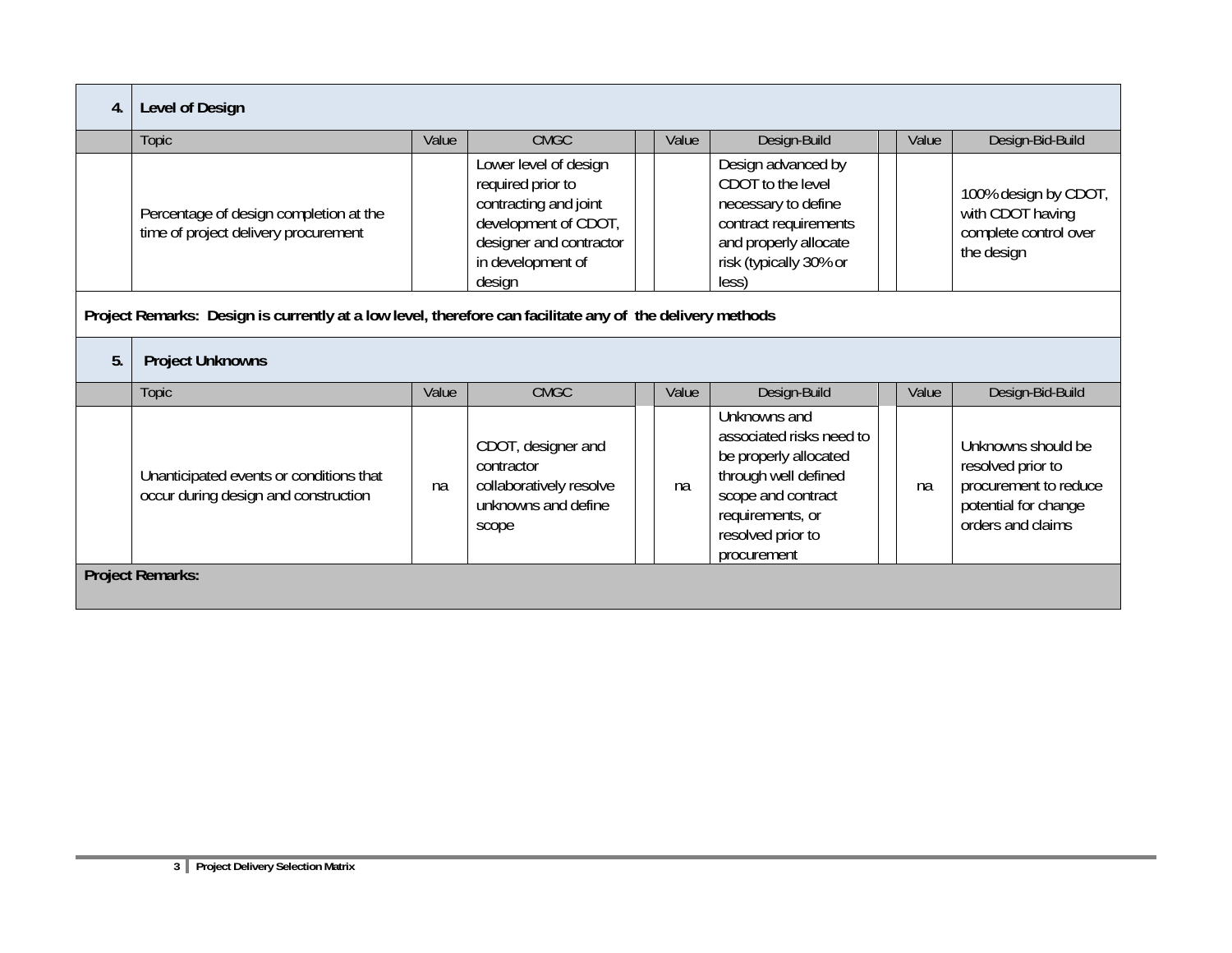## 4. Level of Design

| Topic | Value | CMGC | | Value | Design-Build | | Value | Design-Bid-Build |
|---|---|---|---|---|---|---|---|---|
| Percentage of design completion at the time of project delivery procurement | | Lower level of design required prior to contracting and joint development of CDOT, designer and contractor in development of design | | | Design advanced by CDOT to the level necessary to define contract requirements and properly allocate risk (typically 30% or less) | | | 100% design by CDOT, with CDOT having complete control over the design |

**Project Remarks: Design is currently at a low level, therefore can facilitate any of the delivery methods**

## 5. Project Unknowns

| Topic | Value | CMGC | | Value | Design-Build | | Value | Design-Bid-Build |
|---|---|---|---|---|---|---|---|---|
| Unanticipated events or conditions that occur during design and construction | na | CDOT, designer and contractor collaboratively resolve unknowns and define scope | | na | Unknowns and associated risks need to be properly allocated through well defined scope and contract requirements, or resolved prior to procurement | | na | Unknowns should be resolved prior to procurement to reduce potential for change orders and claims |

**Project Remarks:**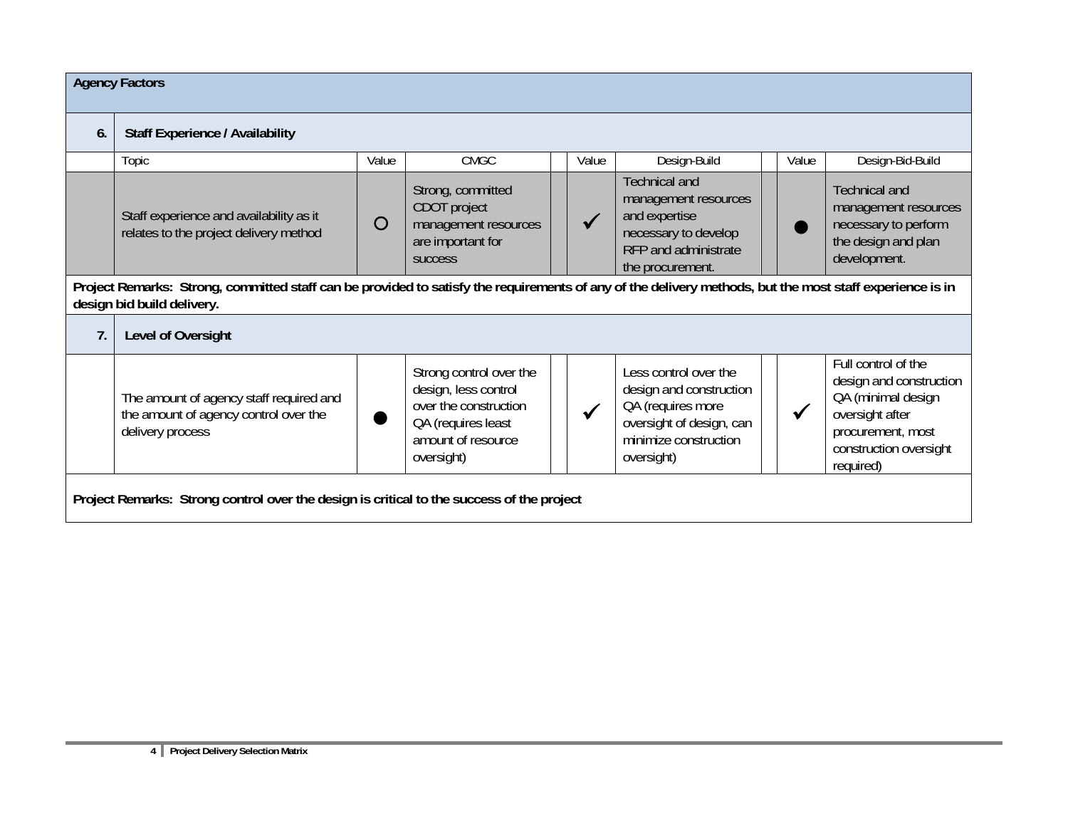| **Agency Factors** | | | | | | | | | |
|---|---|---|---|---|---|---|---|---|---|
| **6.** | **Staff Experience / Availability** | | | | | | | | |
| | Topic | Value | CMGC | | Value | Design-Build | | Value | Design-Bid-Build |
| | Staff experience and availability as it relates to the project delivery method | ○ | Strong, committed CDOT project management resources are important for success | | ✓ | Technical and management resources and expertise necessary to develop RFP and administrate the procurement. | | ● | Technical and management resources necessary to perform the design and plan development. |
| **Project Remarks: Strong, committed staff can be provided to satisfy the requirements of any of the delivery methods, but the most staff experience is in design bid build delivery.** | | | | | | | | | |
| **7.** | **Level of Oversight** | | | | | | | | |
| | The amount of agency staff required and the amount of agency control over the delivery process | ● | Strong control over the design, less control over the construction QA (requires least amount of resource oversight) | | ✓ | Less control over the design and construction QA (requires more oversight of design, can minimize construction oversight) | | ✓ | Full control of the design and construction QA (minimal design oversight after procurement, most construction oversight required) |
| **Project Remarks: Strong control over the design is critical to the success of the project** | | | | | | | | | |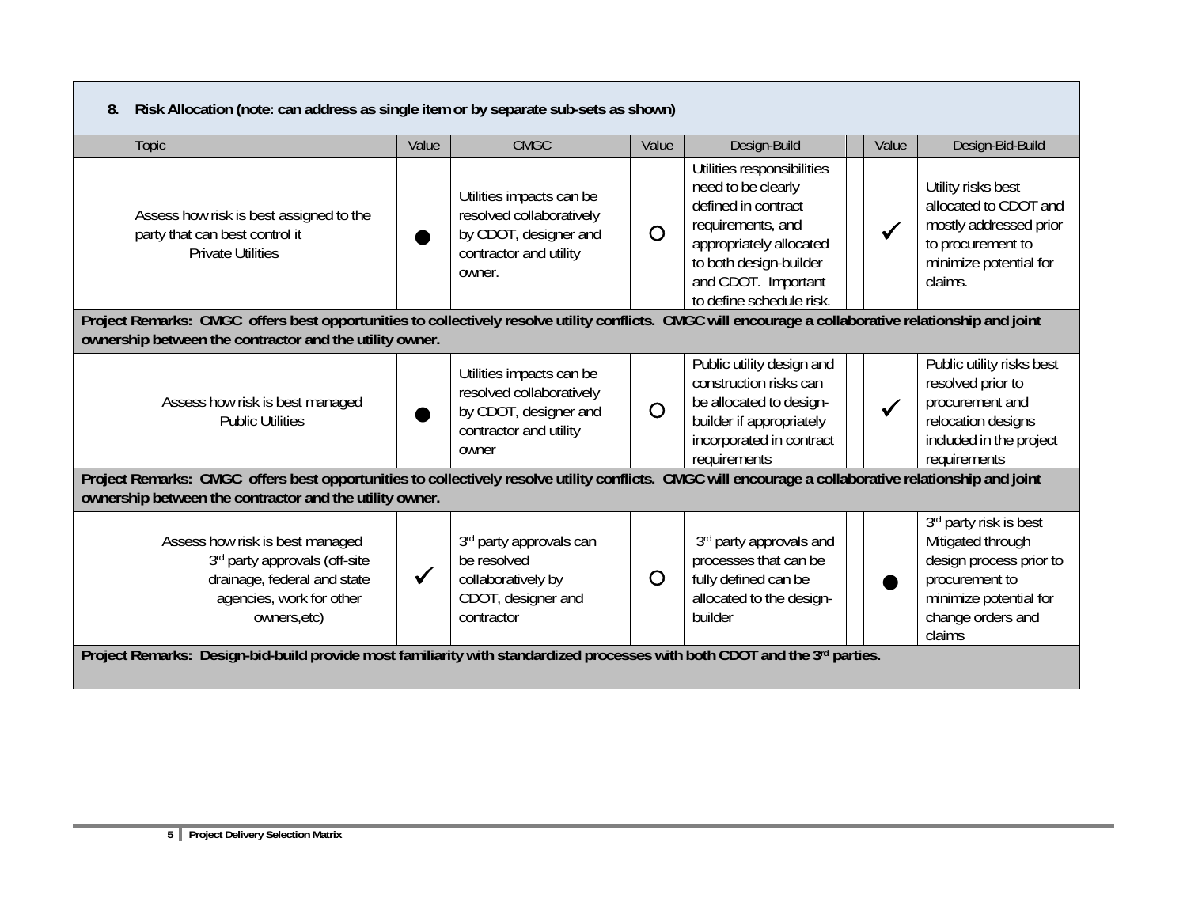| 8. | Risk Allocation (note: can address as single item or by separate sub-sets as shown) | | | | | | | | |
|---|---|---|---|---|---|---|---|---|---|
| | Topic | Value | CMGC | | Value | Design-Build | | Value | Design-Bid-Build |
| | Assess how risk is best assigned to the party that can best control it<br>Private Utilities | ● | Utilities impacts can be resolved collaboratively by CDOT, designer and contractor and utility owner. | | ○ | Utilities responsibilities need to be clearly defined in contract requirements, and appropriately allocated to both design-builder and CDOT. Important to define schedule risk. | | ✓ | Utility risks best allocated to CDOT and mostly addressed prior to procurement to minimize potential for claims. |
| **Project Remarks: CMGC offers best opportunities to collectively resolve utility conflicts. CMGC will encourage a collaborative relationship and joint ownership between the contractor and the utility owner.** | | | | | | | | | |
| | Assess how risk is best managed<br>Public Utilities | ● | Utilities impacts can be resolved collaboratively by CDOT, designer and contractor and utility owner | | ○ | Public utility design and construction risks can be allocated to design-builder if appropriately incorporated in contract requirements | | ✓ | Public utility risks best resolved prior to procurement and relocation designs included in the project requirements |
| **Project Remarks: CMGC offers best opportunities to collectively resolve utility conflicts. CMGC will encourage a collaborative relationship and joint ownership between the contractor and the utility owner.** | | | | | | | | | |
| | Assess how risk is best managed<br>3rd party approvals (off-site drainage, federal and state agencies, work for other owners,etc) | ✓ | 3rd party approvals can be resolved collaboratively by CDOT, designer and contractor | | ○ | 3rd party approvals and processes that can be fully defined can be allocated to the design-builder | | ● | 3rd party risk is best Mitigated through design process prior to procurement to minimize potential for change orders and claims |
| **Project Remarks: Design-bid-build provide most familiarity with standardized processes with both CDOT and the 3rd parties.** | | | | | | | | | |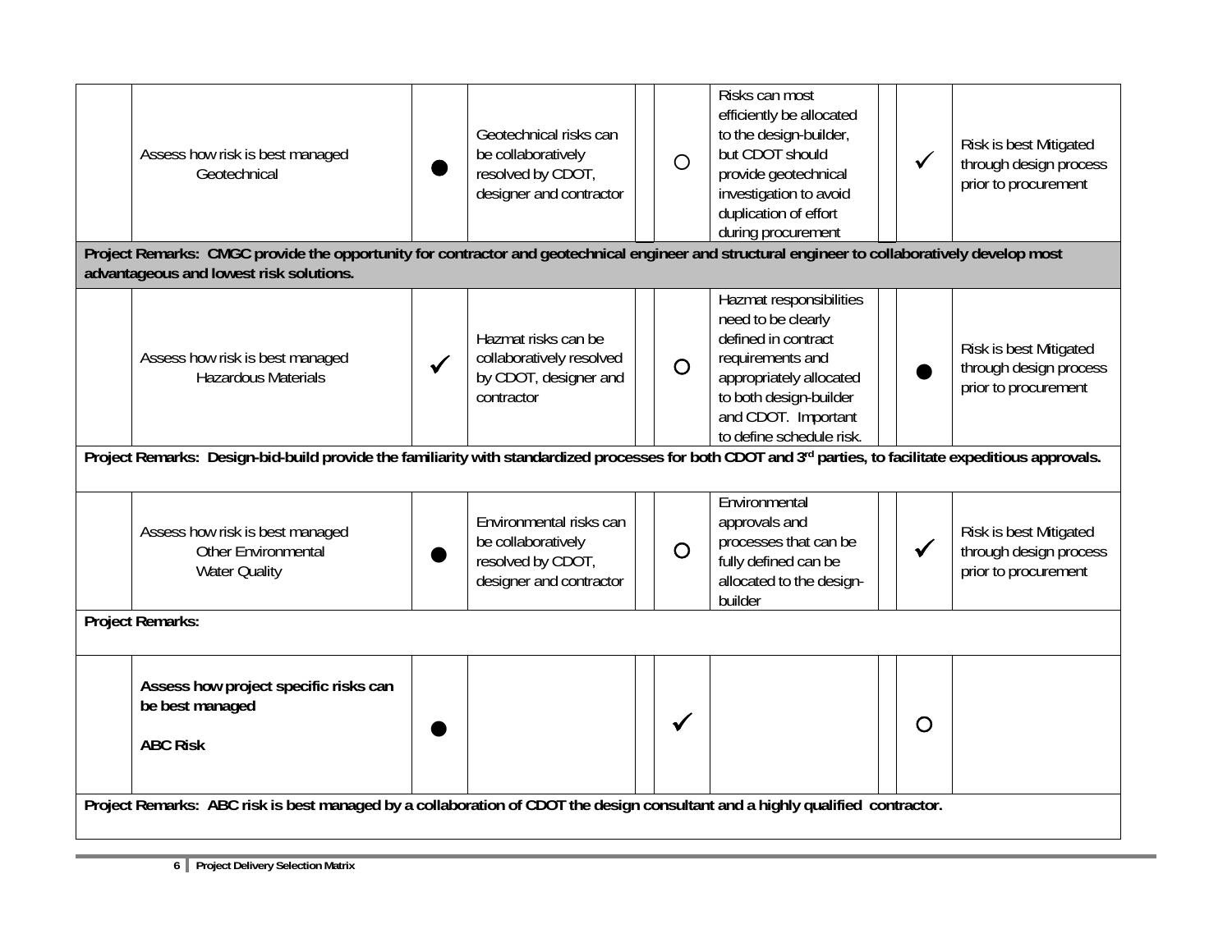| | | | | | | | | |
|---|---|---|---|---|---|---|---|---|
| | Assess how risk is best managed<br>Geotechnical | ● | Geotechnical risks can be collaboratively resolved by CDOT, designer and contractor | | ○ | Risks can most efficiently be allocated to the design-builder, but CDOT should provide geotechnical investigation to avoid duplication of effort during procurement | ✓ | Risk is best Mitigated through design process prior to procurement |
| **Project Remarks: CMGC provide the opportunity for contractor and geotechnical engineer and structural engineer to collaboratively develop most advantageous and lowest risk solutions.** | | | | | | | | |
| | Assess how risk is best managed<br>Hazardous Materials | ✓ | Hazmat risks can be collaboratively resolved by CDOT, designer and contractor | | ○ | Hazmat responsibilities need to be clearly defined in contract requirements and appropriately allocated to both design-builder and CDOT. Important to define schedule risk. | ● | Risk is best Mitigated through design process prior to procurement |
| **Project Remarks: Design-bid-build provide the familiarity with standardized processes for both CDOT and 3rd parties, to facilitate expeditious approvals.** | | | | | | | | |
| | Assess how risk is best managed<br>Other Environmental<br>Water Quality | ● | Environmental risks can be collaboratively resolved by CDOT, designer and contractor | | ○ | Environmental approvals and processes that can be fully defined can be allocated to the design-builder | ✓ | Risk is best Mitigated through design process prior to procurement |
| **Project Remarks:** | | | | | | | | |
| | **Assess how project specific risks can be best managed**<br><br>**ABC Risk** | ● | | | ✓ | | ○ | |
| **Project Remarks: ABC risk is best managed by a collaboration of CDOT the design consultant and a highly qualified contractor.** | | | | | | | | |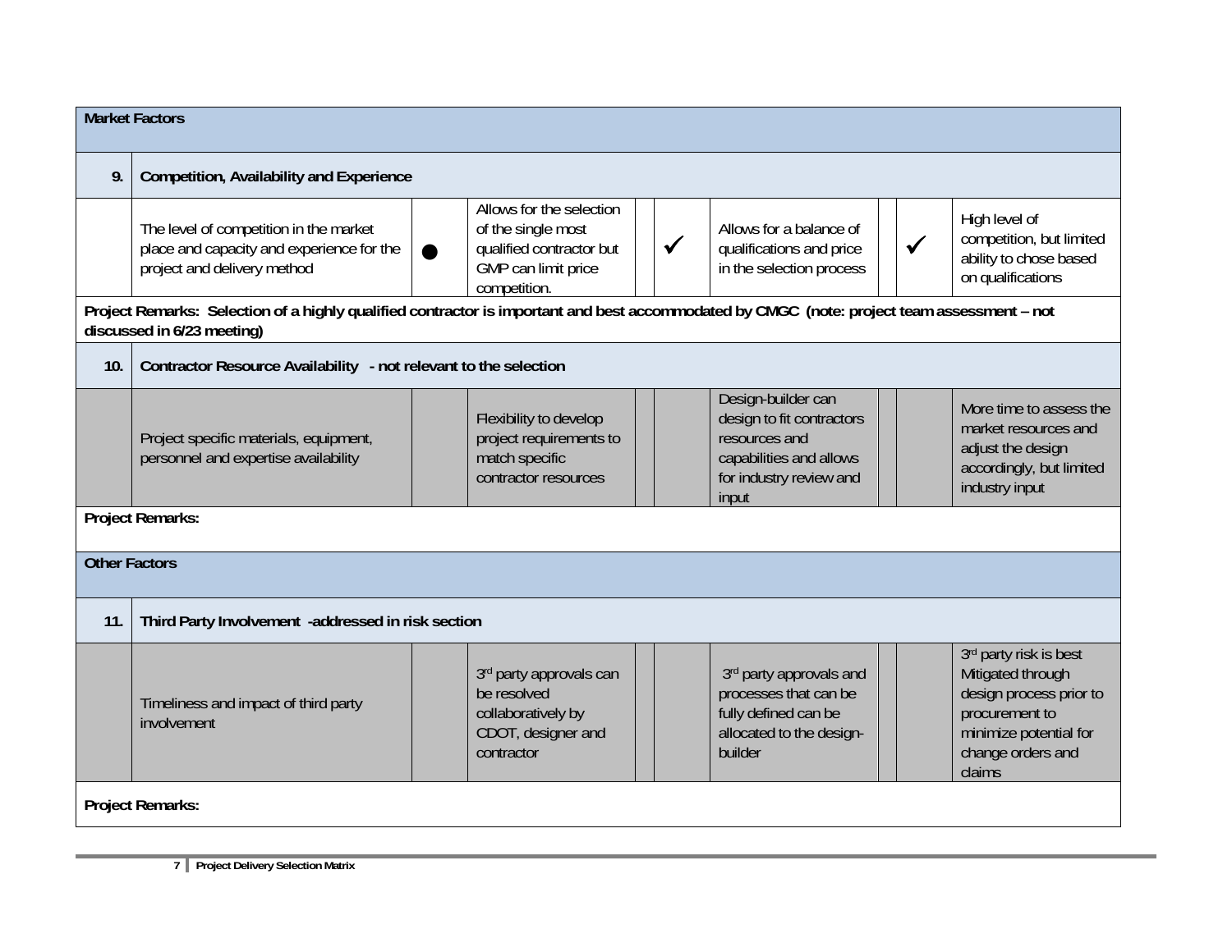| | | | | | | | | |
|---|---|---|---|---|---|---|---|---|
| **Market Factors** | | | | | | | | |
| **9.** | **Competition, Availability and Experience** | | | | | | | |
| | The level of competition in the market place and capacity and experience for the project and delivery method | ● | Allows for the selection of the single most qualified contractor but GMP can limit price competition. | | ✓ | Allows for a balance of qualifications and price in the selection process | | ✓ | High level of competition, but limited ability to chose based on qualifications |
| **Project Remarks: Selection of a highly qualified contractor is important and best accommodated by CMGC (note: project team assessment – not discussed in 6/23 meeting)** | | | | | | | | |
| **10.** | **Contractor Resource Availability - not relevant to the selection** | | | | | | | |
| | Project specific materials, equipment, personnel and expertise availability | | Flexibility to develop project requirements to match specific contractor resources | | | Design-builder can design to fit contractors resources and capabilities and allows for industry review and input | | | More time to assess the market resources and adjust the design accordingly, but limited industry input |
| **Project Remarks:** | | | | | | | | |
| **Other Factors** | | | | | | | | |
| **11.** | **Third Party Involvement -addressed in risk section** | | | | | | | |
| | Timeliness and impact of third party involvement | | 3rd party approvals can be resolved collaboratively by CDOT, designer and contractor | | | 3rd party approvals and processes that can be fully defined can be allocated to the design-builder | | | 3rd party risk is best Mitigated through design process prior to procurement to minimize potential for change orders and claims |
| **Project Remarks:** | | | | | | | | |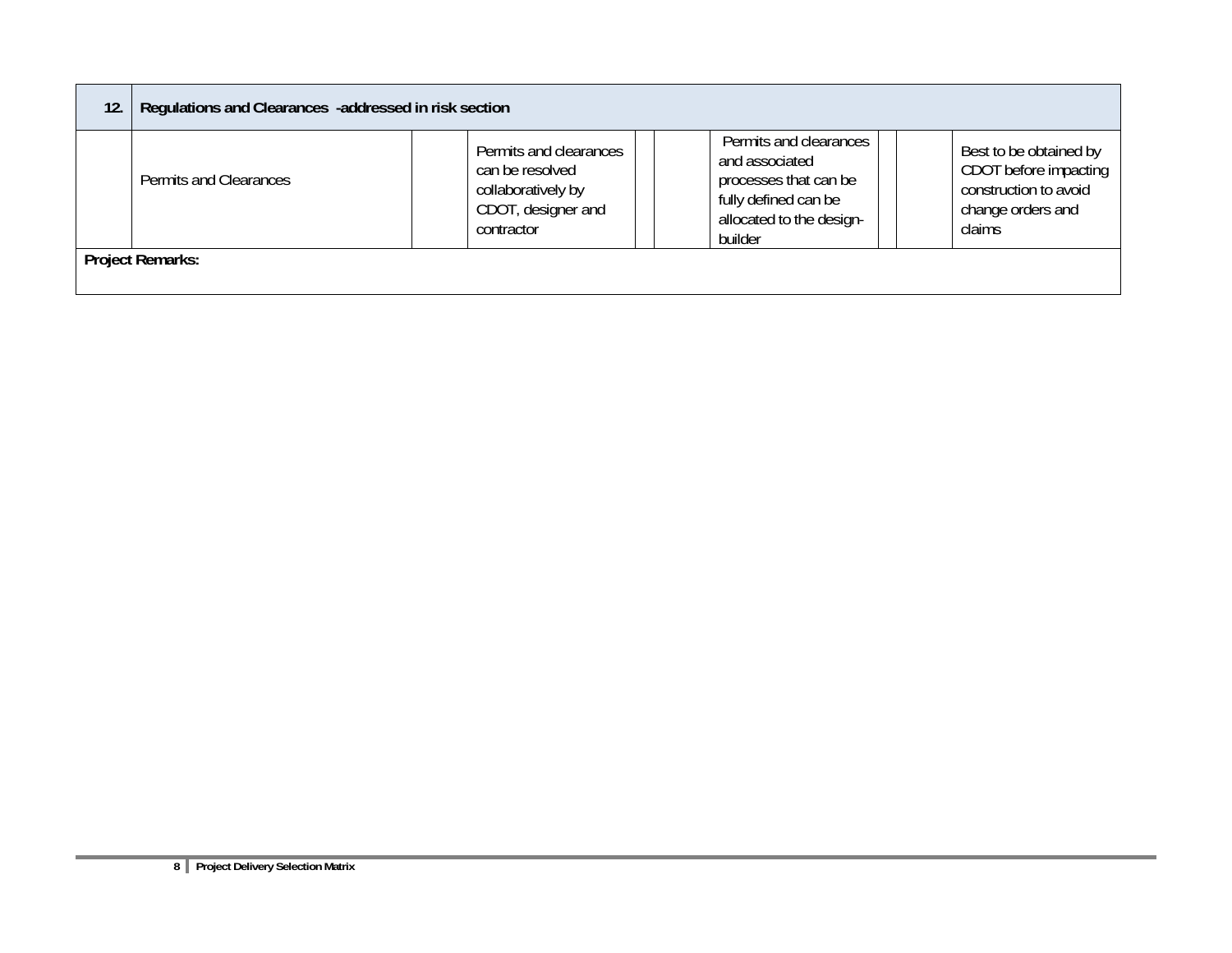| | | | | | | | | | |
|---|---|---|---|---|---|---|---|---|---|
| **12.** | **Regulations and Clearances -addressed in risk section** | | | | | | | | |
| | Permits and Clearances | | Permits and clearances can be resolved collaboratively by CDOT, designer and contractor | | | Permits and clearances and associated processes that can be fully defined can be allocated to the design-builder | | | Best to be obtained by CDOT before impacting construction to avoid change orders and claims |
| **Project Remarks:** | | | | | | | | | |